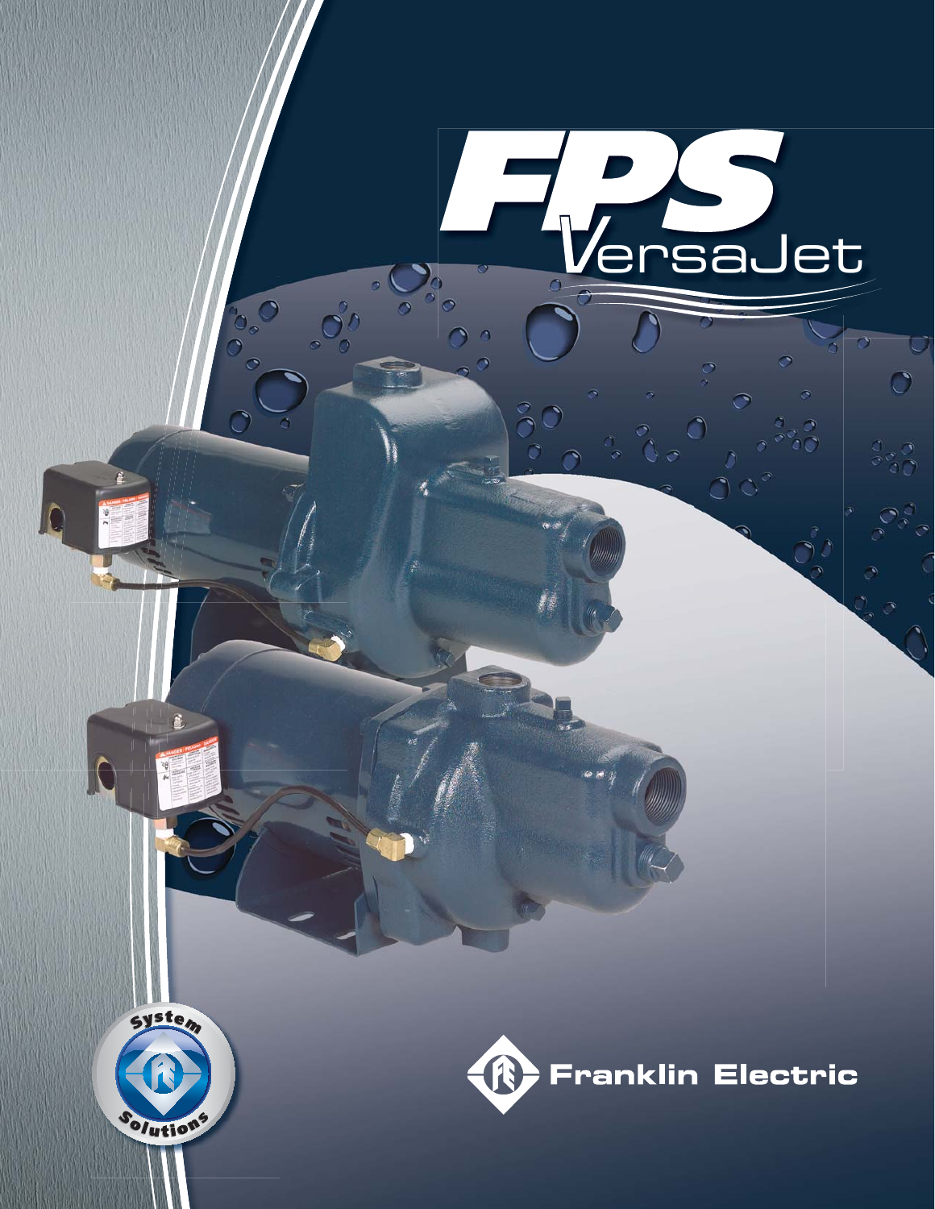# FPS VersaJet

System Solutions

Franklin Electric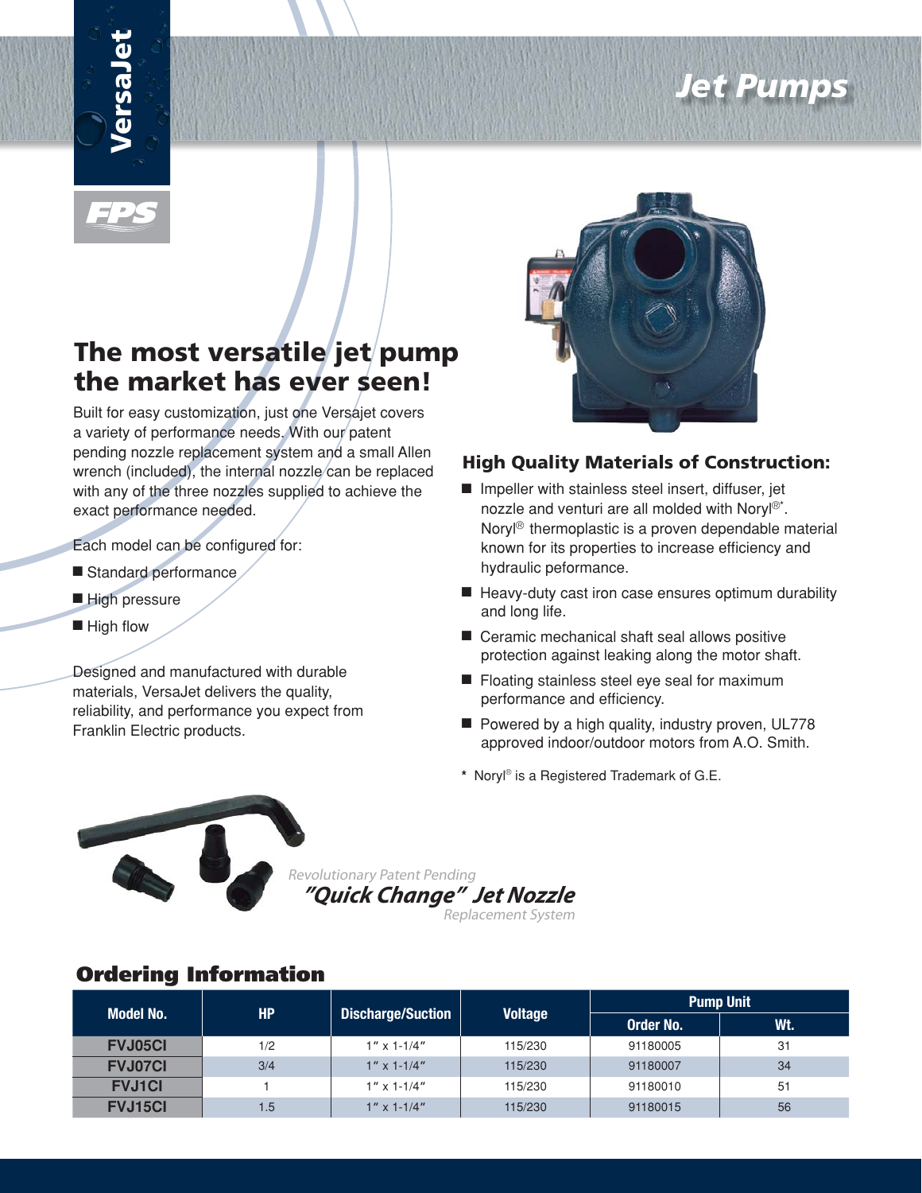VersaJet

FPS

# Jet Pumps

## The most versatile jet pump the market has ever seen!

Built for easy customization, just one Versajet covers a variety of performance needs. With our patent pending nozzle replacement system and a small Allen wrench (included), the internal nozzle can be replaced with any of the three nozzles supplied to achieve the exact performance needed.

Each model can be configured for:

- Standard performance
- High pressure
- High flow

Designed and manufactured with durable materials, VersaJet delivers the quality, reliability, and performance you expect from Franklin Electric products.

### High Quality Materials of Construction:

- Impeller with stainless steel insert, diffuser, jet nozzle and venturi are all molded with Noryl®*. Noryl® thermoplastic is a proven dependable material known for its properties to increase efficiency and hydraulic peformance.
- Heavy-duty cast iron case ensures optimum durability and long life.
- Ceramic mechanical shaft seal allows positive protection against leaking along the motor shaft.
- Floating stainless steel eye seal for maximum performance and efficiency.
- Powered by a high quality, industry proven, UL778 approved indoor/outdoor motors from A.O. Smith.

* Noryl® is a Registered Trademark of G.E.

*Revolutionary Patent Pending*
***"Quick Change" Jet Nozzle***
*Replacement System*

## Ordering Information

| Model No. | HP | Discharge/Suction | Voltage | Pump Unit | |
|---|---|---|---|---|---|
| | | | | Order No. | Wt. |
| **FVJ05CI** | 1/2 | 1" x 1-1/4" | 115/230 | 91180005 | 31 |
| **FVJ07CI** | 3/4 | 1" x 1-1/4" | 115/230 | 91180007 | 34 |
| **FVJ1CI** | 1 | 1" x 1-1/4" | 115/230 | 91180010 | 51 |
| **FVJ15CI** | 1.5 | 1" x 1-1/4" | 115/230 | 91180015 | 56 |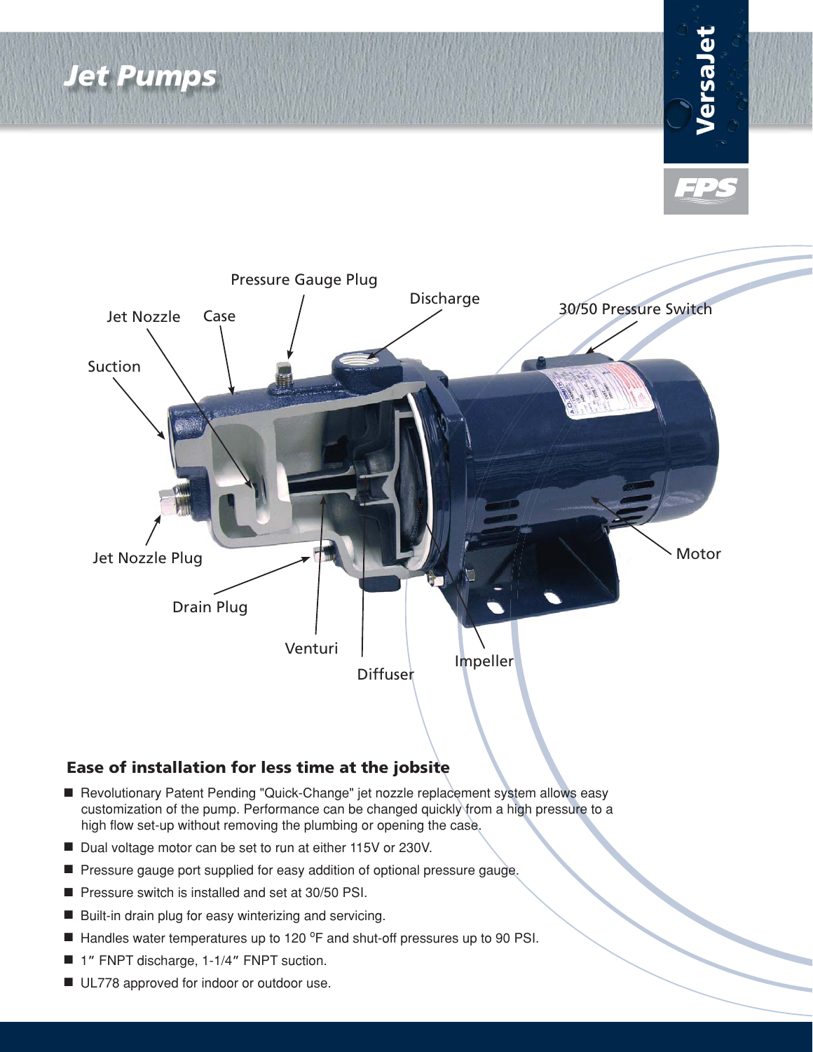# Jet Pumps

VersaJet

FPS

Pressure Gauge Plug

Jet Nozzle

Case

Discharge

30/50 Pressure Switch

Suction

Jet Nozzle Plug

Drain Plug

Venturi

Diffuser

Impeller

Motor

## Ease of installation for less time at the jobsite

- Revolutionary Patent Pending "Quick-Change" jet nozzle replacement system allows easy customization of the pump. Performance can be changed quickly from a high pressure to a high flow set-up without removing the plumbing or opening the case.
- Dual voltage motor can be set to run at either 115V or 230V.
- Pressure gauge port supplied for easy addition of optional pressure gauge.
- Pressure switch is installed and set at 30/50 PSI.
- Built-in drain plug for easy winterizing and servicing.
- Handles water temperatures up to 120 °F and shut-off pressures up to 90 PSI.
- 1" FNPT discharge, 1-1/4" FNPT suction.
- UL778 approved for indoor or outdoor use.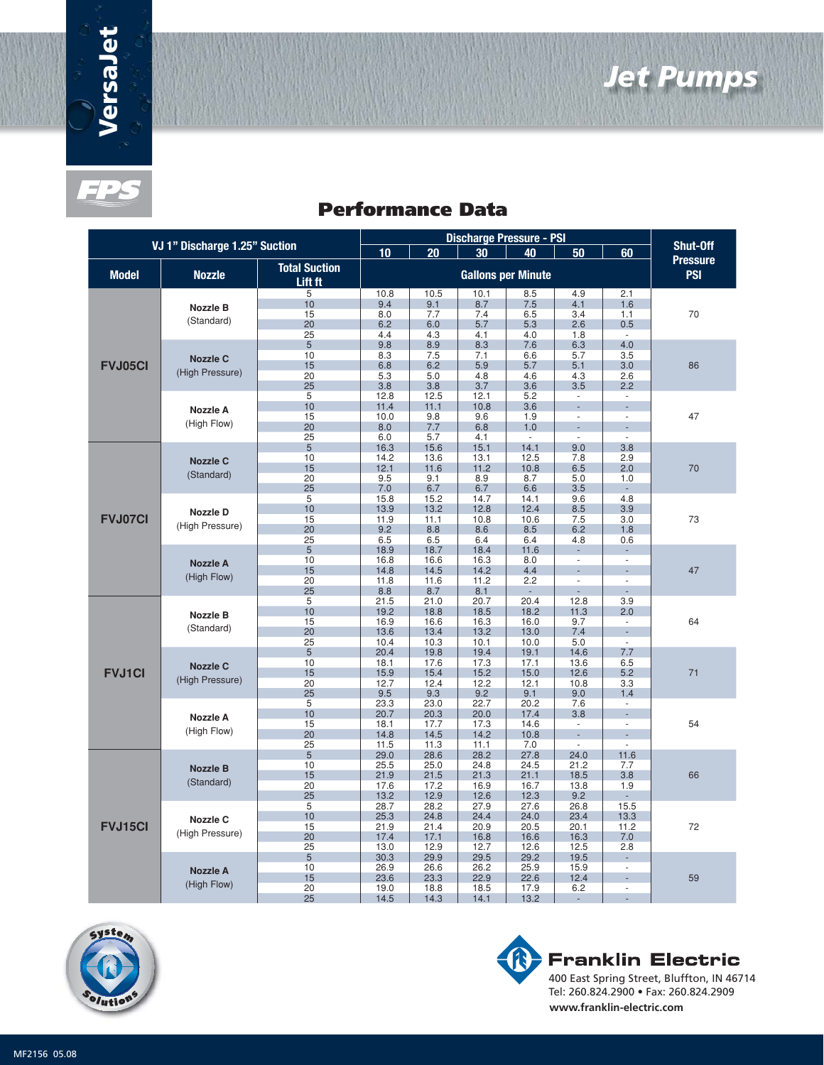# Jet Pumps

VersaJet

FPS

## Performance Data

| VJ 1" Discharge 1.25" Suction | | | Discharge Pressure - PSI | | | | | | Shut-Off Pressure PSI |
|---|---|---|---|---|---|---|---|---|---|
| | | | 10 | 20 | 30 | 40 | 50 | 60 | |
| **Model** | **Nozzle** | **Total Suction Lift ft** | **Gallons per Minute** | | | | | | |
| FVJ05CI | Nozzle B (Standard) | 5 | 10.8 | 10.5 | 10.1 | 8.5 | 4.9 | 2.1 | 70 |
| | | 10 | 9.4 | 9.1 | 8.7 | 7.5 | 4.1 | 1.6 | |
| | | 15 | 8.0 | 7.7 | 7.4 | 6.5 | 3.4 | 1.1 | |
| | | 20 | 6.2 | 6.0 | 5.7 | 5.3 | 2.6 | 0.5 | |
| | | 25 | 4.4 | 4.3 | 4.1 | 4.0 | 1.8 | - | |
| | Nozzle C (High Pressure) | 5 | 9.8 | 8.9 | 8.3 | 7.6 | 6.3 | 4.0 | 86 |
| | | 10 | 8.3 | 7.5 | 7.1 | 6.6 | 5.7 | 3.5 | |
| | | 15 | 6.8 | 6.2 | 5.9 | 5.7 | 5.1 | 3.0 | |
| | | 20 | 5.3 | 5.0 | 4.8 | 4.6 | 4.3 | 2.6 | |
| | | 25 | 3.8 | 3.8 | 3.7 | 3.6 | 3.5 | 2.2 | |
| | Nozzle A (High Flow) | 5 | 12.8 | 12.5 | 12.1 | 5.2 | - | - | 47 |
| | | 10 | 11.4 | 11.1 | 10.8 | 3.6 | - | - | |
| | | 15 | 10.0 | 9.8 | 9.6 | 1.9 | - | - | |
| | | 20 | 8.0 | 7.7 | 6.8 | 1.0 | - | - | |
| | | 25 | 6.0 | 5.7 | 4.1 | - | - | - | |
| FVJ07CI | Nozzle C (Standard) | 5 | 16.3 | 15.6 | 15.1 | 14.1 | 9.0 | 3.8 | 70 |
| | | 10 | 14.2 | 13.6 | 13.1 | 12.5 | 7.8 | 2.9 | |
| | | 15 | 12.1 | 11.6 | 11.2 | 10.8 | 6.5 | 2.0 | |
| | | 20 | 9.5 | 9.1 | 8.9 | 8.7 | 5.0 | 1.0 | |
| | | 25 | 7.0 | 6.7 | 6.7 | 6.6 | 3.5 | - | |
| | Nozzle D (High Pressure) | 5 | 15.8 | 15.2 | 14.7 | 14.1 | 9.6 | 4.8 | 73 |
| | | 10 | 13.9 | 13.2 | 12.8 | 12.4 | 8.5 | 3.9 | |
| | | 15 | 11.9 | 11.1 | 10.8 | 10.6 | 7.5 | 3.0 | |
| | | 20 | 9.2 | 8.8 | 8.6 | 8.5 | 6.2 | 1.8 | |
| | | 25 | 6.5 | 6.5 | 6.4 | 6.4 | 4.8 | 0.6 | |
| | Nozzle A (High Flow) | 5 | 18.9 | 18.7 | 18.4 | 11.6 | - | - | 47 |
| | | 10 | 16.8 | 16.6 | 16.3 | 8.0 | - | - | |
| | | 15 | 14.8 | 14.5 | 14.2 | 4.4 | - | - | |
| | | 20 | 11.8 | 11.6 | 11.2 | 2.2 | - | - | |
| | | 25 | 8.8 | 8.7 | 8.1 | - | - | - | |
| FVJ1CI | Nozzle B (Standard) | 5 | 21.5 | 21.0 | 20.7 | 20.4 | 12.8 | 3.9 | 64 |
| | | 10 | 19.2 | 18.8 | 18.5 | 18.2 | 11.3 | 2.0 | |
| | | 15 | 16.9 | 16.6 | 16.3 | 16.0 | 9.7 | - | |
| | | 20 | 13.6 | 13.4 | 13.2 | 13.0 | 7.4 | - | |
| | | 25 | 10.4 | 10.3 | 10.1 | 10.0 | 5.0 | - | |
| | Nozzle C (High Pressure) | 5 | 20.4 | 19.8 | 19.4 | 19.1 | 14.6 | 7.7 | 71 |
| | | 10 | 18.1 | 17.6 | 17.3 | 17.1 | 13.6 | 6.5 | |
| | | 15 | 15.9 | 15.4 | 15.2 | 15.0 | 12.6 | 5.2 | |
| | | 20 | 12.7 | 12.4 | 12.2 | 12.1 | 10.8 | 3.3 | |
| | | 25 | 9.5 | 9.3 | 9.2 | 9.1 | 9.0 | 1.4 | |
| | Nozzle A (High Flow) | 5 | 23.3 | 23.0 | 22.7 | 20.2 | 7.6 | - | 54 |
| | | 10 | 20.7 | 20.3 | 20.0 | 17.4 | 3.8 | - | |
| | | 15 | 18.1 | 17.7 | 17.3 | 14.6 | - | - | |
| | | 20 | 14.8 | 14.5 | 14.2 | 10.8 | - | - | |
| | | 25 | 11.5 | 11.3 | 11.1 | 7.0 | - | - | |
| FVJ15CI | Nozzle B (Standard) | 5 | 29.0 | 28.6 | 28.2 | 27.8 | 24.0 | 11.6 | 66 |
| | | 10 | 25.5 | 25.0 | 24.8 | 24.5 | 21.2 | 7.7 | |
| | | 15 | 21.9 | 21.5 | 21.3 | 21.1 | 18.5 | 3.8 | |
| | | 20 | 17.6 | 17.2 | 16.9 | 16.7 | 13.8 | 1.9 | |
| | | 25 | 13.2 | 12.9 | 12.6 | 12.3 | 9.2 | - | |
| | Nozzle C (High Pressure) | 5 | 28.7 | 28.2 | 27.9 | 27.6 | 26.8 | 15.5 | 72 |
| | | 10 | 25.3 | 24.8 | 24.4 | 24.0 | 23.4 | 13.3 | |
| | | 15 | 21.9 | 21.4 | 20.9 | 20.5 | 20.1 | 11.2 | |
| | | 20 | 17.4 | 17.1 | 16.8 | 16.6 | 16.3 | 7.0 | |
| | | 25 | 13.0 | 12.9 | 12.7 | 12.6 | 12.5 | 2.8 | |
| | Nozzle A (High Flow) | 5 | 30.3 | 29.9 | 29.5 | 29.2 | 19.5 | - | 59 |
| | | 10 | 26.9 | 26.6 | 26.2 | 25.9 | 15.9 | - | |
| | | 15 | 23.6 | 23.3 | 22.9 | 22.6 | 12.4 | - | |
| | | 20 | 19.0 | 18.8 | 18.5 | 17.9 | 6.2 | - | |
| | | 25 | 14.5 | 14.3 | 14.1 | 13.2 | - | - | |

System Solutions

**Franklin Electric**
400 East Spring Street, Bluffton, IN 46714
Tel: 260.824.2900 • Fax: 260.824.2909
www.franklin-electric.com

MF2156 05.08